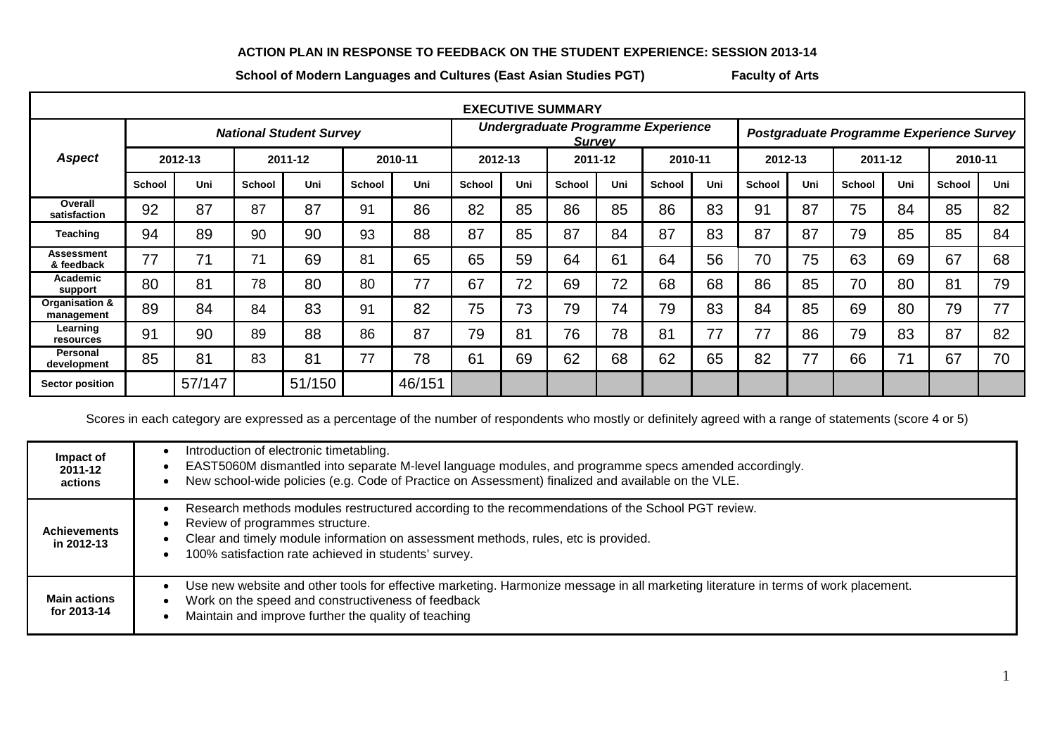**ACTION PLAN IN RESPONSE TO FEEDBACK ON THE STUDENT EXPERIENCE: SESSION 2013-14**

**School of Modern Languages and Cultures (East Asian Studies PGT)** **Faculty of Arts**

| EXECUTIVE SUMMARY | | | | | | | | | | | | | | | | | | |
|---|---|---|---|---|---|---|---|---|---|---|---|---|---|---|---|---|---|---|
| ***Aspect*** | ***National Student Survey*** | | | | | | ***Undergraduate Programme Experience Survey*** | | | | | | ***Postgraduate Programme Experience Survey*** | | | | | |
| | **2012-13** | | **2011-12** | | **2010-11** | | **2012-13** | | **2011-12** | | **2010-11** | | **2012-13** | | **2011-12** | | **2010-11** | |
| | **School** | **Uni** | **School** | **Uni** | **School** | **Uni** | **School** | **Uni** | **School** | **Uni** | **School** | **Uni** | **School** | **Uni** | **School** | **Uni** | **School** | **Uni** |
| **Overall satisfaction** | 92 | 87 | 87 | 87 | 91 | 86 | 82 | 85 | 86 | 85 | 86 | 83 | 91 | 87 | 75 | 84 | 85 | 82 |
| **Teaching** | 94 | 89 | 90 | 90 | 93 | 88 | 87 | 85 | 87 | 84 | 87 | 83 | 87 | 87 | 79 | 85 | 85 | 84 |
| **Assessment & feedback** | 77 | 71 | 71 | 69 | 81 | 65 | 65 | 59 | 64 | 61 | 64 | 56 | 70 | 75 | 63 | 69 | 67 | 68 |
| **Academic support** | 80 | 81 | 78 | 80 | 80 | 77 | 67 | 72 | 69 | 72 | 68 | 68 | 86 | 85 | 70 | 80 | 81 | 79 |
| **Organisation & management** | 89 | 84 | 84 | 83 | 91 | 82 | 75 | 73 | 79 | 74 | 79 | 83 | 84 | 85 | 69 | 80 | 79 | 77 |
| **Learning resources** | 91 | 90 | 89 | 88 | 86 | 87 | 79 | 81 | 76 | 78 | 81 | 77 | 77 | 86 | 79 | 83 | 87 | 82 |
| **Personal development** | 85 | 81 | 83 | 81 | 77 | 78 | 61 | 69 | 62 | 68 | 62 | 65 | 82 | 77 | 66 | 71 | 67 | 70 |
| **Sector position** | | 57/147 | | 51/150 | | 46/151 | | | | | | | | | | | | |

Scores in each category are expressed as a percentage of the number of respondents who mostly or definitely agreed with a range of statements (score 4 or 5)

| | |
|---|---|
| **Impact of 2011-12 actions** | • Introduction of electronic timetabling.<br>• EAST5060M dismantled into separate M-level language modules, and programme specs amended accordingly.<br>• New school-wide policies (e.g. Code of Practice on Assessment) finalized and available on the VLE. |
| **Achievements in 2012-13** | • Research methods modules restructured according to the recommendations of the School PGT review.<br>• Review of programmes structure.<br>• Clear and timely module information on assessment methods, rules, etc is provided.<br>• 100% satisfaction rate achieved in students' survey. |
| **Main actions for 2013-14** | • Use new website and other tools for effective marketing. Harmonize message in all marketing literature in terms of work placement.<br>• Work on the speed and constructiveness of feedback<br>• Maintain and improve further the quality of teaching |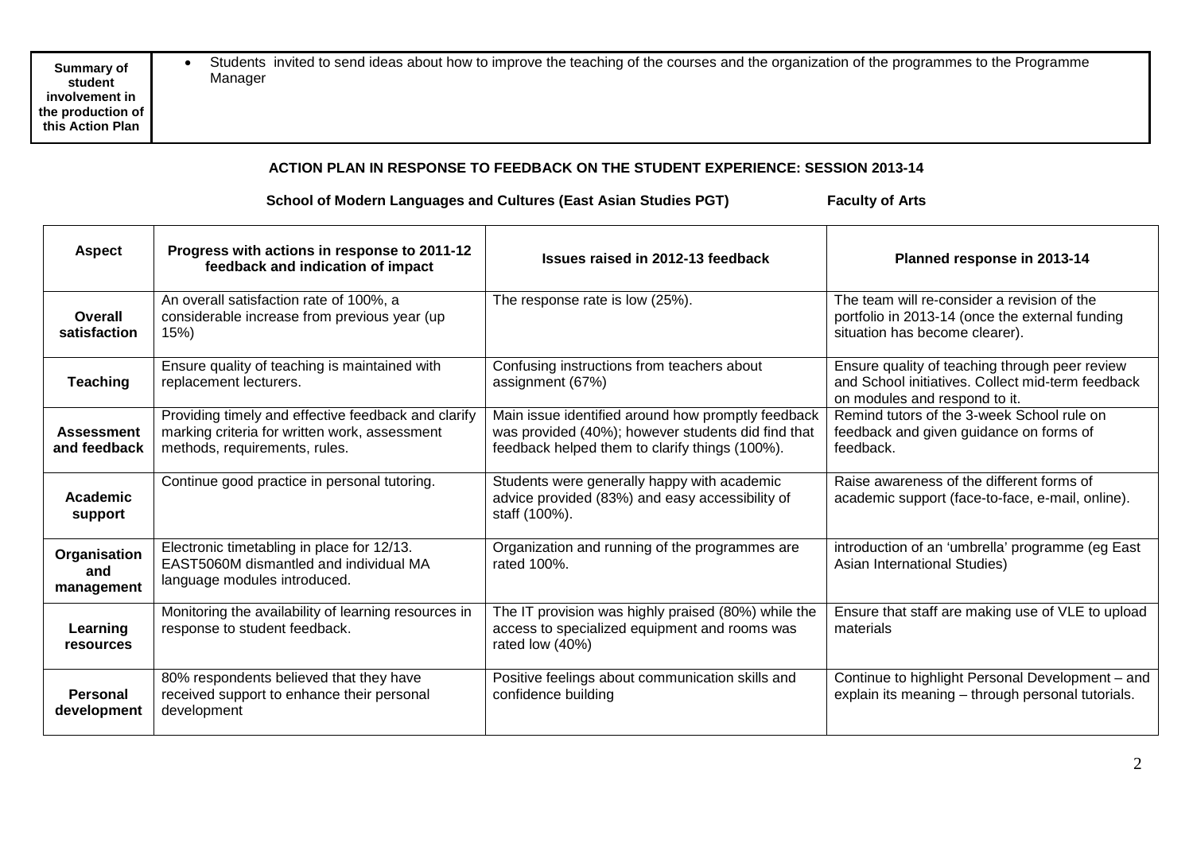| | |
|---|---|
| **Summary of student involvement in the production of this Action Plan** | • Students invited to send ideas about how to improve the teaching of the courses and the organization of the programmes to the Programme Manager |

**ACTION PLAN IN RESPONSE TO FEEDBACK ON THE STUDENT EXPERIENCE: SESSION 2013-14**

**School of Modern Languages and Cultures (East Asian Studies PGT)** **Faculty of Arts**

| Aspect | Progress with actions in response to 2011-12 feedback and indication of impact | Issues raised in 2012-13 feedback | Planned response in 2013-14 |
|---|---|---|---|
| **Overall satisfaction** | An overall satisfaction rate of 100%, a considerable increase from previous year (up 15%) | The response rate is low (25%). | The team will re-consider a revision of the portfolio in 2013-14 (once the external funding situation has become clearer). |
| **Teaching** | Ensure quality of teaching is maintained with replacement lecturers. | Confusing instructions from teachers about assignment (67%) | Ensure quality of teaching through peer review and School initiatives. Collect mid-term feedback on modules and respond to it. |
| **Assessment and feedback** | Providing timely and effective feedback and clarify marking criteria for written work, assessment methods, requirements, rules. | Main issue identified around how promptly feedback was provided (40%); however students did find that feedback helped them to clarify things (100%). | Remind tutors of the 3-week School rule on feedback and given guidance on forms of feedback. |
| **Academic support** | Continue good practice in personal tutoring. | Students were generally happy with academic advice provided (83%) and easy accessibility of staff (100%). | Raise awareness of the different forms of academic support (face-to-face, e-mail, online). |
| **Organisation and management** | Electronic timetabling in place for 12/13. EAST5060M dismantled and individual MA language modules introduced. | Organization and running of the programmes are rated 100%. | introduction of an 'umbrella' programme (eg East Asian International Studies) |
| **Learning resources** | Monitoring the availability of learning resources in response to student feedback. | The IT provision was highly praised (80%) while the access to specialized equipment and rooms was rated low (40%) | Ensure that staff are making use of VLE to upload materials |
| **Personal development** | 80% respondents believed that they have received support to enhance their personal development | Positive feelings about communication skills and confidence building | Continue to highlight Personal Development – and explain its meaning – through personal tutorials. |